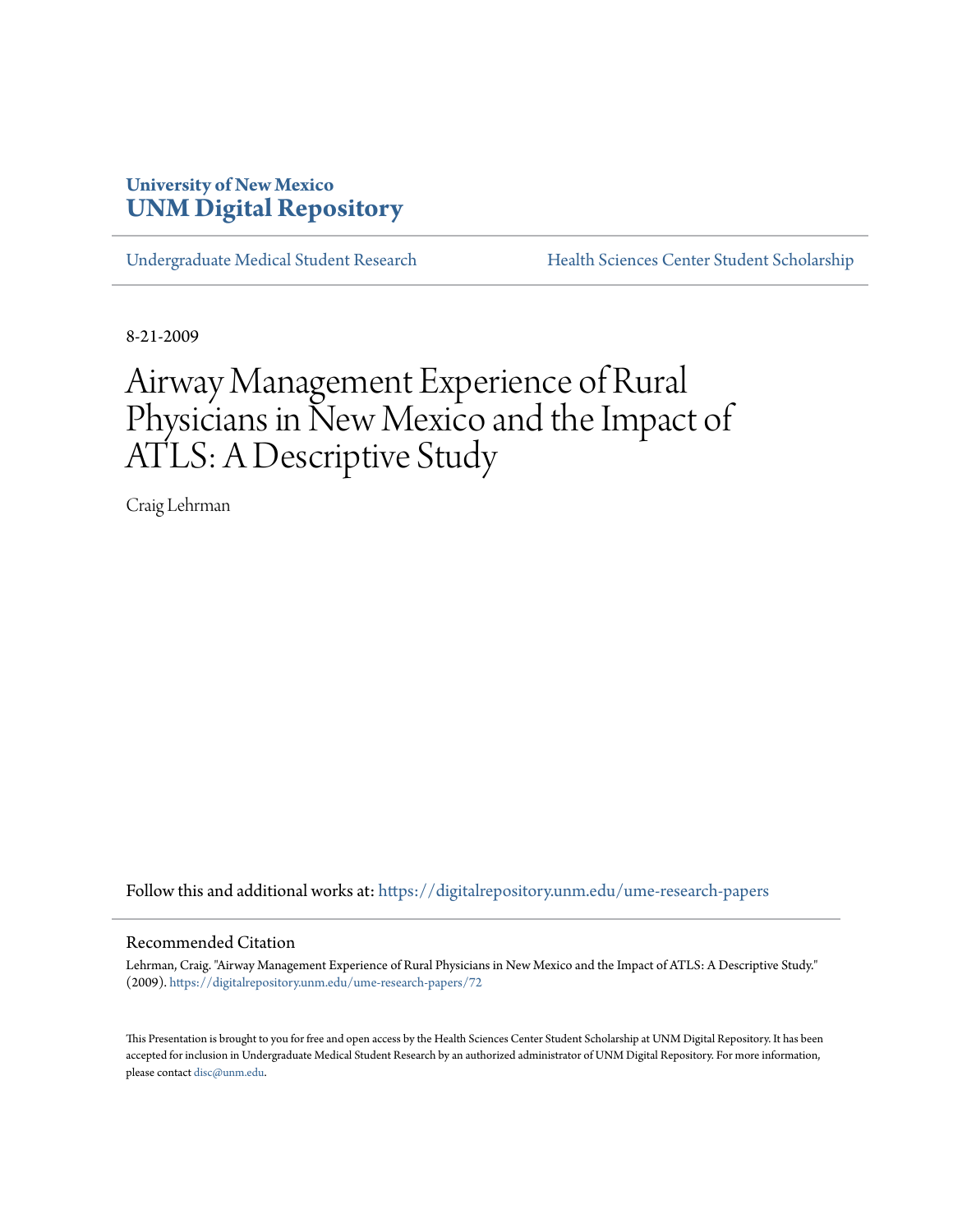University of New Mexico
**UNM Digital Repository**

Undergraduate Medical Student Research | Health Sciences Center Student Scholarship

8-21-2009

# Airway Management Experience of Rural Physicians in New Mexico and the Impact of ATLS: A Descriptive Study

Craig Lehrman

Follow this and additional works at: https://digitalrepository.unm.edu/ume-research-papers

## Recommended Citation

Lehrman, Craig. "Airway Management Experience of Rural Physicians in New Mexico and the Impact of ATLS: A Descriptive Study." (2009). https://digitalrepository.unm.edu/ume-research-papers/72

This Presentation is brought to you for free and open access by the Health Sciences Center Student Scholarship at UNM Digital Repository. It has been accepted for inclusion in Undergraduate Medical Student Research by an authorized administrator of UNM Digital Repository. For more information, please contact disc@unm.edu.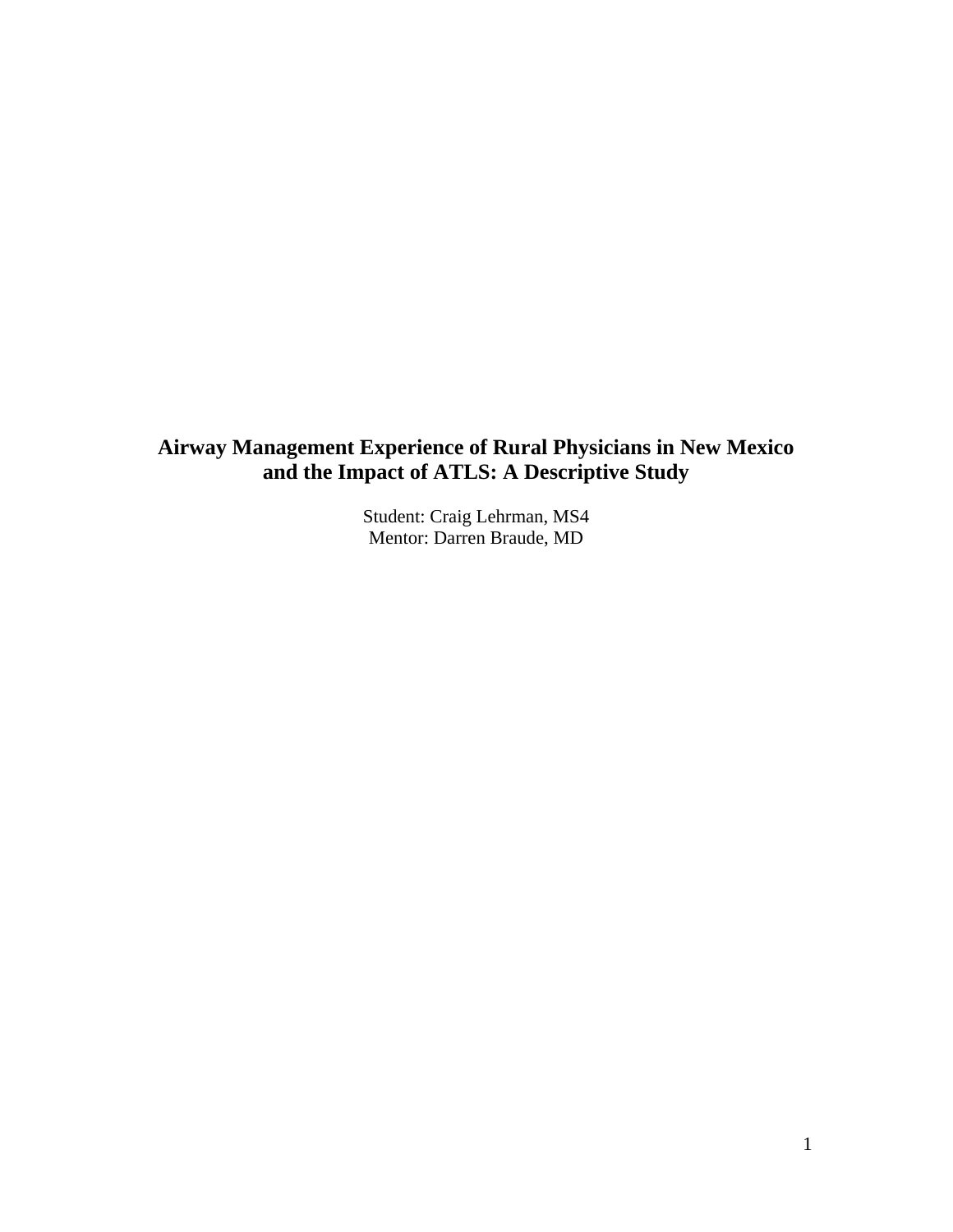# Airway Management Experience of Rural Physicians in New Mexico and the Impact of ATLS: A Descriptive Study

Student: Craig Lehrman, MS4
Mentor: Darren Braude, MD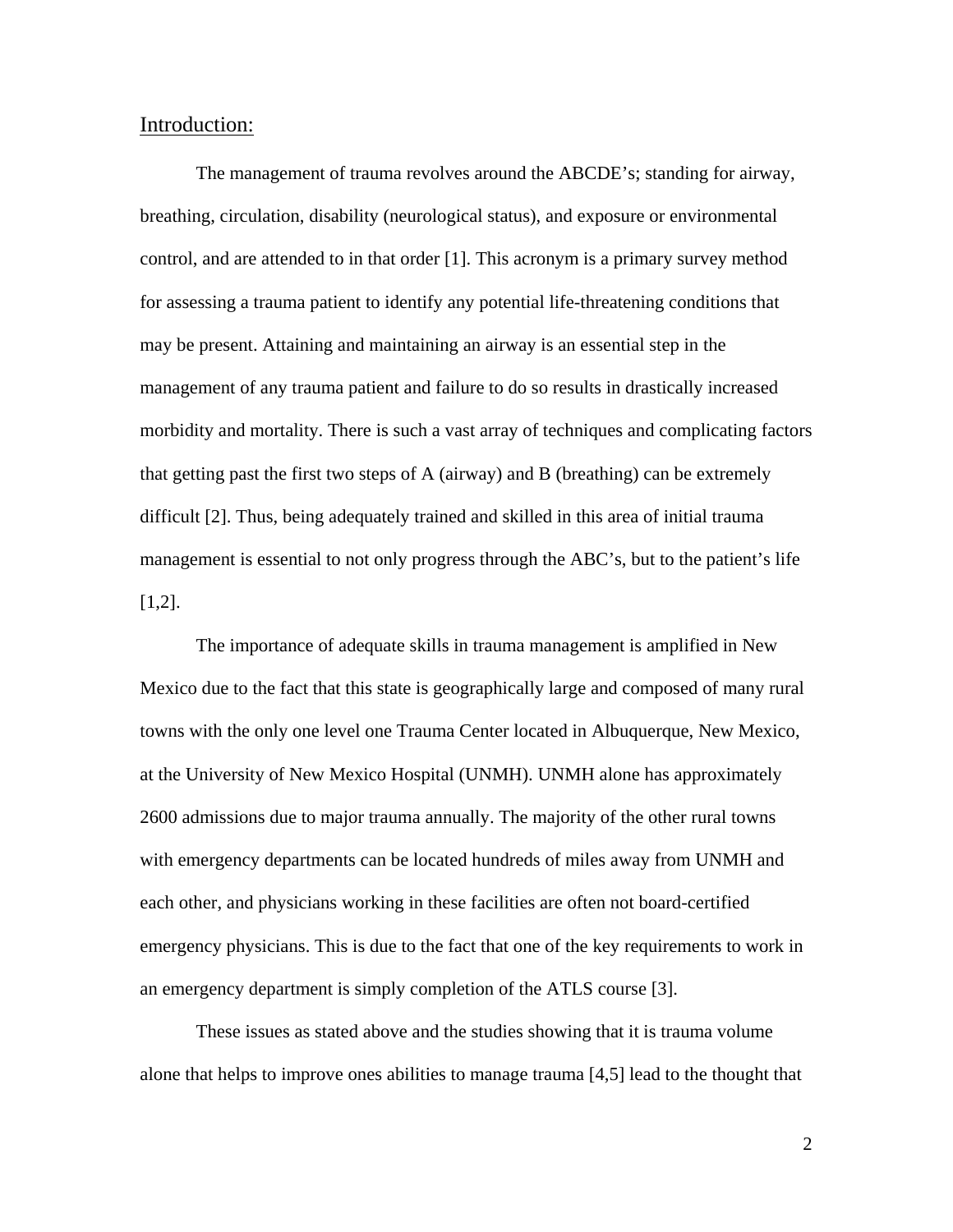## Introduction:

The management of trauma revolves around the ABCDE's; standing for airway, breathing, circulation, disability (neurological status), and exposure or environmental control, and are attended to in that order [1]. This acronym is a primary survey method for assessing a trauma patient to identify any potential life-threatening conditions that may be present. Attaining and maintaining an airway is an essential step in the management of any trauma patient and failure to do so results in drastically increased morbidity and mortality. There is such a vast array of techniques and complicating factors that getting past the first two steps of A (airway) and B (breathing) can be extremely difficult [2]. Thus, being adequately trained and skilled in this area of initial trauma management is essential to not only progress through the ABC's, but to the patient's life [1,2].

The importance of adequate skills in trauma management is amplified in New Mexico due to the fact that this state is geographically large and composed of many rural towns with the only one level one Trauma Center located in Albuquerque, New Mexico, at the University of New Mexico Hospital (UNMH). UNMH alone has approximately 2600 admissions due to major trauma annually. The majority of the other rural towns with emergency departments can be located hundreds of miles away from UNMH and each other, and physicians working in these facilities are often not board-certified emergency physicians. This is due to the fact that one of the key requirements to work in an emergency department is simply completion of the ATLS course [3].

These issues as stated above and the studies showing that it is trauma volume alone that helps to improve ones abilities to manage trauma [4,5] lead to the thought that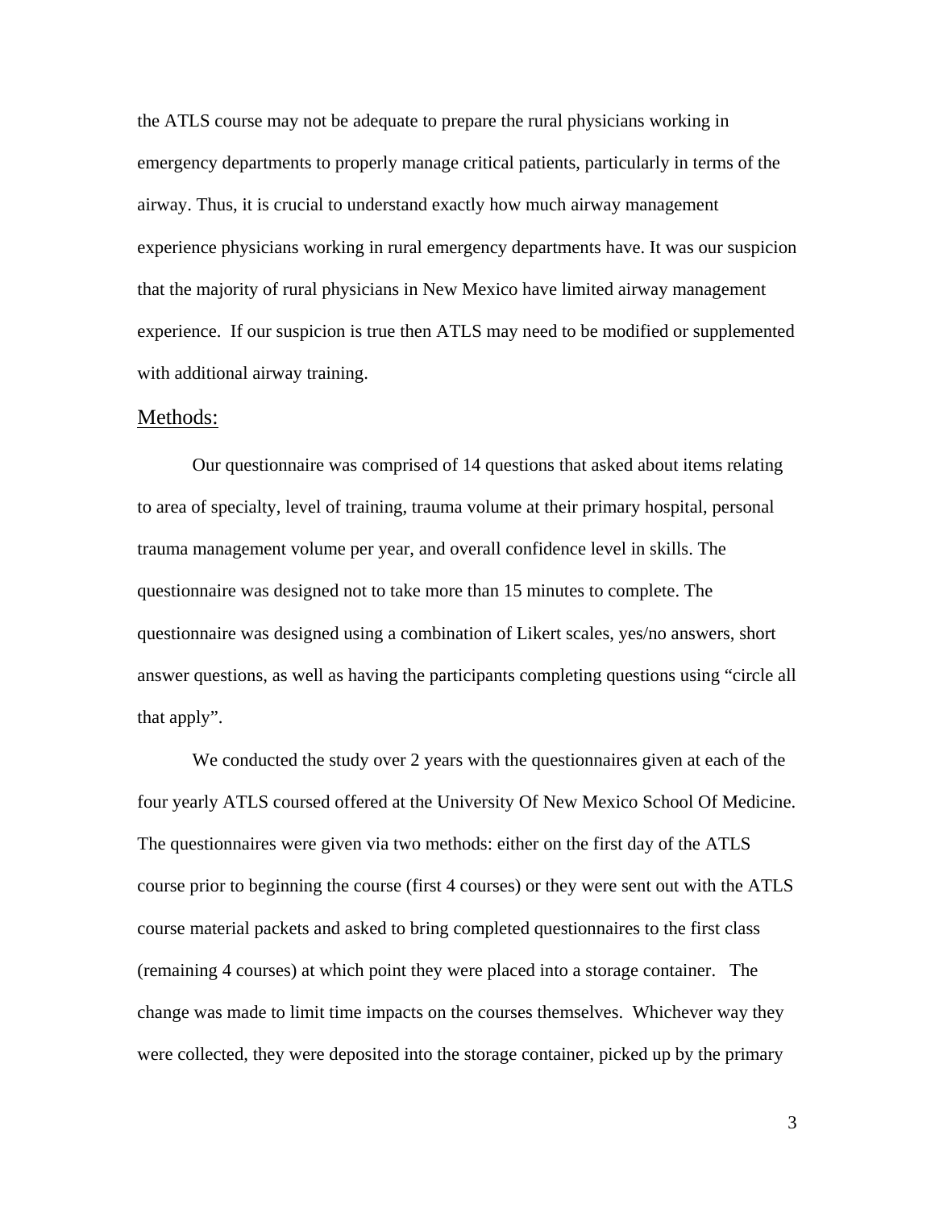the ATLS course may not be adequate to prepare the rural physicians working in emergency departments to properly manage critical patients, particularly in terms of the airway. Thus, it is crucial to understand exactly how much airway management experience physicians working in rural emergency departments have. It was our suspicion that the majority of rural physicians in New Mexico have limited airway management experience. If our suspicion is true then ATLS may need to be modified or supplemented with additional airway training.

## Methods:

Our questionnaire was comprised of 14 questions that asked about items relating to area of specialty, level of training, trauma volume at their primary hospital, personal trauma management volume per year, and overall confidence level in skills. The questionnaire was designed not to take more than 15 minutes to complete. The questionnaire was designed using a combination of Likert scales, yes/no answers, short answer questions, as well as having the participants completing questions using "circle all that apply".

We conducted the study over 2 years with the questionnaires given at each of the four yearly ATLS coursed offered at the University Of New Mexico School Of Medicine. The questionnaires were given via two methods: either on the first day of the ATLS course prior to beginning the course (first 4 courses) or they were sent out with the ATLS course material packets and asked to bring completed questionnaires to the first class (remaining 4 courses) at which point they were placed into a storage container. The change was made to limit time impacts on the courses themselves. Whichever way they were collected, they were deposited into the storage container, picked up by the primary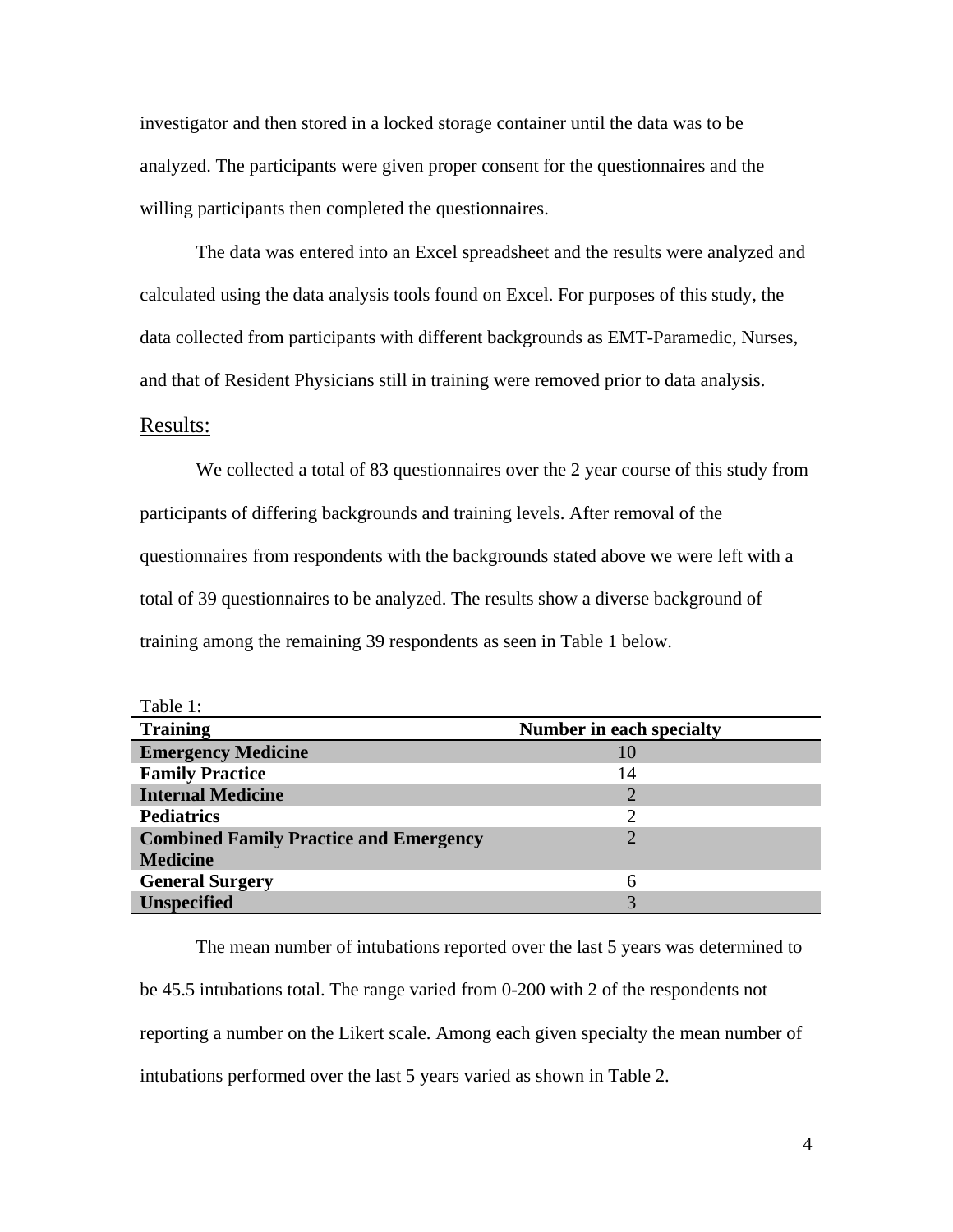investigator and then stored in a locked storage container until the data was to be analyzed. The participants were given proper consent for the questionnaires and the willing participants then completed the questionnaires.

The data was entered into an Excel spreadsheet and the results were analyzed and calculated using the data analysis tools found on Excel. For purposes of this study, the data collected from participants with different backgrounds as EMT-Paramedic, Nurses, and that of Resident Physicians still in training were removed prior to data analysis.

## Results:

We collected a total of 83 questionnaires over the 2 year course of this study from participants of differing backgrounds and training levels. After removal of the questionnaires from respondents with the backgrounds stated above we were left with a total of 39 questionnaires to be analyzed. The results show a diverse background of training among the remaining 39 respondents as seen in Table 1 below.

Table 1:

| Training | Number in each specialty |
|---|---|
| **Emergency Medicine** | 10 |
| **Family Practice** | 14 |
| **Internal Medicine** | 2 |
| **Pediatrics** | 2 |
| **Combined Family Practice and Emergency Medicine** | 2 |
| **General Surgery** | 6 |
| **Unspecified** | 3 |

The mean number of intubations reported over the last 5 years was determined to be 45.5 intubations total. The range varied from 0-200 with 2 of the respondents not reporting a number on the Likert scale. Among each given specialty the mean number of intubations performed over the last 5 years varied as shown in Table 2.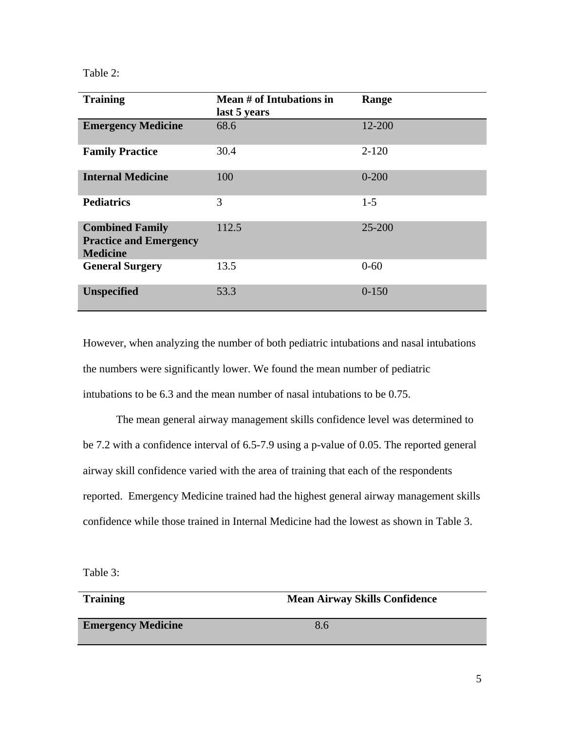Table 2:

| **Training** | **Mean # of Intubations in last 5 years** | **Range** |
|---|---|---|
| **Emergency Medicine** | 68.6 | 12-200 |
| **Family Practice** | 30.4 | 2-120 |
| **Internal Medicine** | 100 | 0-200 |
| **Pediatrics** | 3 | 1-5 |
| **Combined Family Practice and Emergency Medicine** | 112.5 | 25-200 |
| **General Surgery** | 13.5 | 0-60 |
| **Unspecified** | 53.3 | 0-150 |

However, when analyzing the number of both pediatric intubations and nasal intubations the numbers were significantly lower. We found the mean number of pediatric intubations to be 6.3 and the mean number of nasal intubations to be 0.75.

The mean general airway management skills confidence level was determined to be 7.2 with a confidence interval of 6.5-7.9 using a p-value of 0.05. The reported general airway skill confidence varied with the area of training that each of the respondents reported. Emergency Medicine trained had the highest general airway management skills confidence while those trained in Internal Medicine had the lowest as shown in Table 3.

Table 3:

| **Training** | **Mean Airway Skills Confidence** |
|---|---|
| **Emergency Medicine** | 8.6 |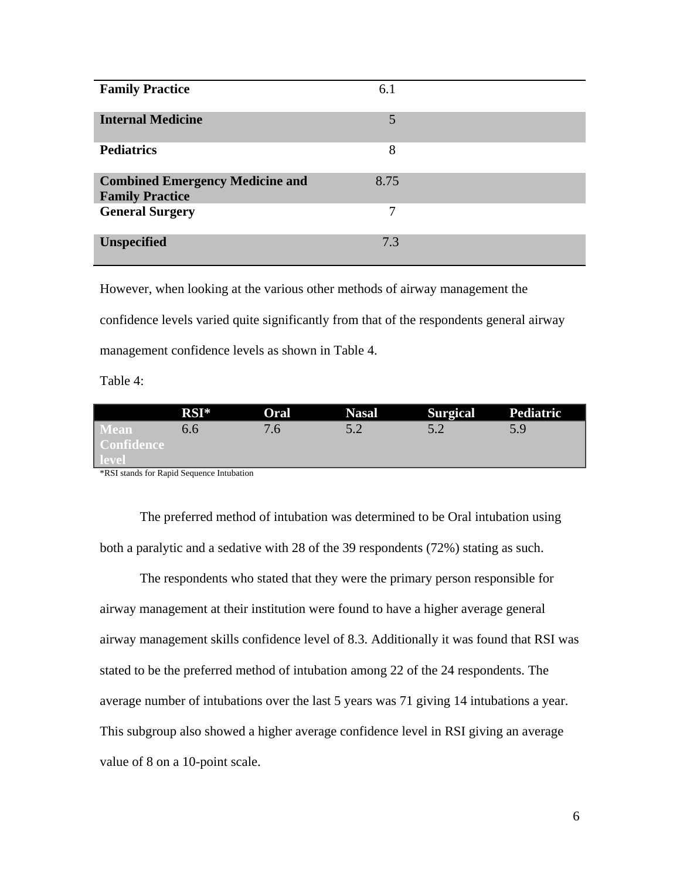| | |
|---|---|
| **Family Practice** | 6.1 |
| **Internal Medicine** | 5 |
| **Pediatrics** | 8 |
| **Combined Emergency Medicine and Family Practice** | 8.75 |
| **General Surgery** | 7 |
| **Unspecified** | 7.3 |

However, when looking at the various other methods of airway management the confidence levels varied quite significantly from that of the respondents general airway management confidence levels as shown in Table 4.

Table 4:

| | RSI* | Oral | Nasal | Surgical | Pediatric |
|---|---|---|---|---|---|
| **Mean Confidence level** | 6.6 | 7.6 | 5.2 | 5.2 | 5.9 |

*RSI stands for Rapid Sequence Intubation

The preferred method of intubation was determined to be Oral intubation using both a paralytic and a sedative with 28 of the 39 respondents (72%) stating as such.

The respondents who stated that they were the primary person responsible for airway management at their institution were found to have a higher average general airway management skills confidence level of 8.3. Additionally it was found that RSI was stated to be the preferred method of intubation among 22 of the 24 respondents. The average number of intubations over the last 5 years was 71 giving 14 intubations a year. This subgroup also showed a higher average confidence level in RSI giving an average value of 8 on a 10-point scale.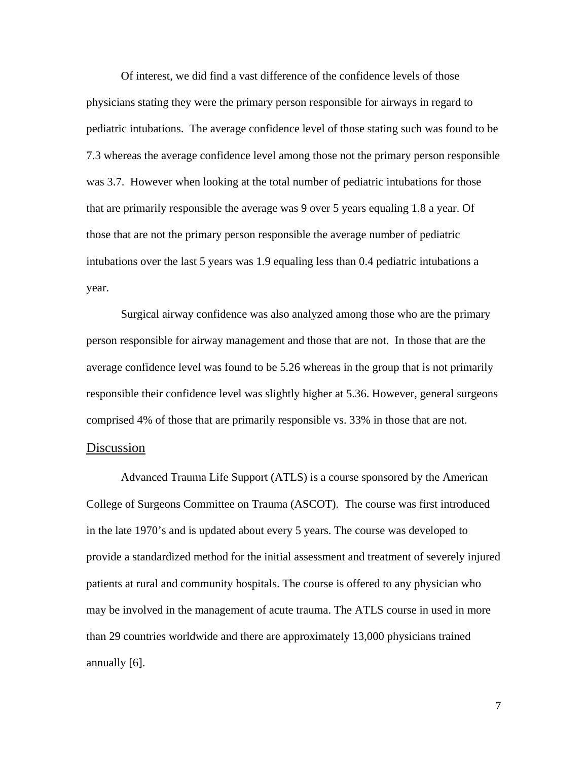Of interest, we did find a vast difference of the confidence levels of those physicians stating they were the primary person responsible for airways in regard to pediatric intubations. The average confidence level of those stating such was found to be 7.3 whereas the average confidence level among those not the primary person responsible was 3.7. However when looking at the total number of pediatric intubations for those that are primarily responsible the average was 9 over 5 years equaling 1.8 a year. Of those that are not the primary person responsible the average number of pediatric intubations over the last 5 years was 1.9 equaling less than 0.4 pediatric intubations a year.

Surgical airway confidence was also analyzed among those who are the primary person responsible for airway management and those that are not. In those that are the average confidence level was found to be 5.26 whereas in the group that is not primarily responsible their confidence level was slightly higher at 5.36. However, general surgeons comprised 4% of those that are primarily responsible vs. 33% in those that are not.

## Discussion

Advanced Trauma Life Support (ATLS) is a course sponsored by the American College of Surgeons Committee on Trauma (ASCOT). The course was first introduced in the late 1970's and is updated about every 5 years. The course was developed to provide a standardized method for the initial assessment and treatment of severely injured patients at rural and community hospitals. The course is offered to any physician who may be involved in the management of acute trauma. The ATLS course in used in more than 29 countries worldwide and there are approximately 13,000 physicians trained annually [6].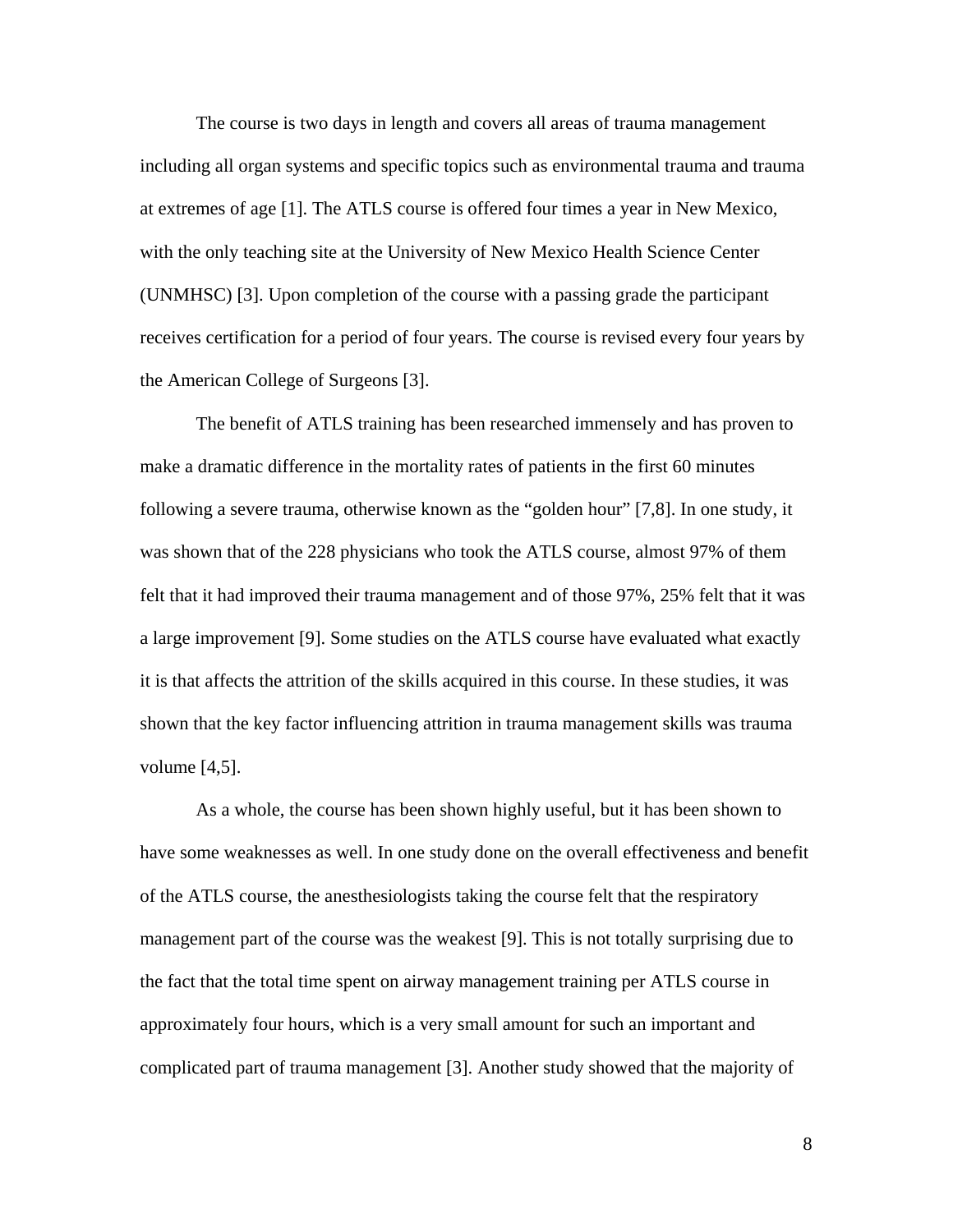The course is two days in length and covers all areas of trauma management including all organ systems and specific topics such as environmental trauma and trauma at extremes of age [1]. The ATLS course is offered four times a year in New Mexico, with the only teaching site at the University of New Mexico Health Science Center (UNMHSC) [3]. Upon completion of the course with a passing grade the participant receives certification for a period of four years. The course is revised every four years by the American College of Surgeons [3].

The benefit of ATLS training has been researched immensely and has proven to make a dramatic difference in the mortality rates of patients in the first 60 minutes following a severe trauma, otherwise known as the "golden hour" [7,8]. In one study, it was shown that of the 228 physicians who took the ATLS course, almost 97% of them felt that it had improved their trauma management and of those 97%, 25% felt that it was a large improvement [9]. Some studies on the ATLS course have evaluated what exactly it is that affects the attrition of the skills acquired in this course. In these studies, it was shown that the key factor influencing attrition in trauma management skills was trauma volume [4,5].

As a whole, the course has been shown highly useful, but it has been shown to have some weaknesses as well. In one study done on the overall effectiveness and benefit of the ATLS course, the anesthesiologists taking the course felt that the respiratory management part of the course was the weakest [9]. This is not totally surprising due to the fact that the total time spent on airway management training per ATLS course in approximately four hours, which is a very small amount for such an important and complicated part of trauma management [3]. Another study showed that the majority of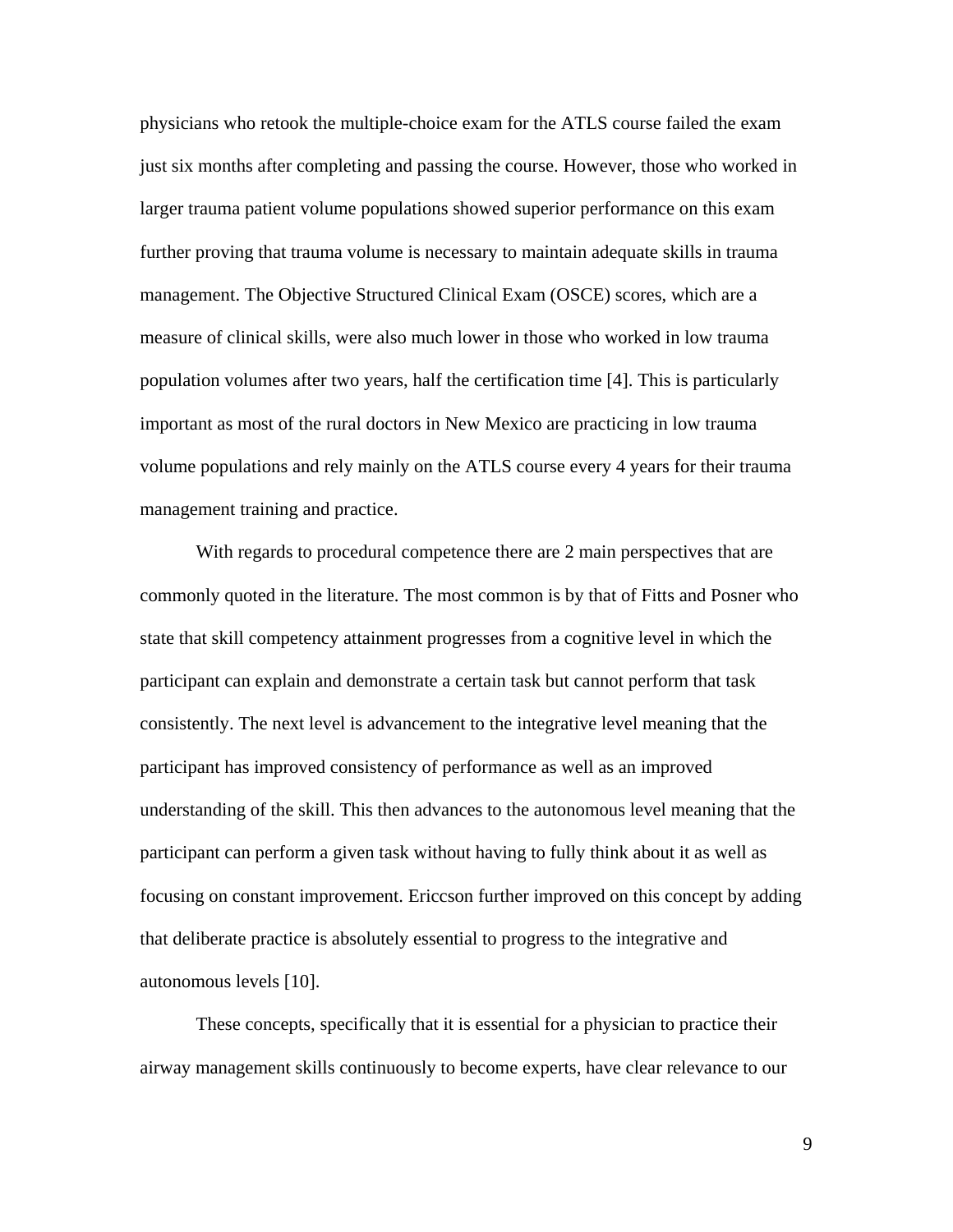physicians who retook the multiple-choice exam for the ATLS course failed the exam just six months after completing and passing the course. However, those who worked in larger trauma patient volume populations showed superior performance on this exam further proving that trauma volume is necessary to maintain adequate skills in trauma management. The Objective Structured Clinical Exam (OSCE) scores, which are a measure of clinical skills, were also much lower in those who worked in low trauma population volumes after two years, half the certification time [4]. This is particularly important as most of the rural doctors in New Mexico are practicing in low trauma volume populations and rely mainly on the ATLS course every 4 years for their trauma management training and practice.

With regards to procedural competence there are 2 main perspectives that are commonly quoted in the literature. The most common is by that of Fitts and Posner who state that skill competency attainment progresses from a cognitive level in which the participant can explain and demonstrate a certain task but cannot perform that task consistently. The next level is advancement to the integrative level meaning that the participant has improved consistency of performance as well as an improved understanding of the skill. This then advances to the autonomous level meaning that the participant can perform a given task without having to fully think about it as well as focusing on constant improvement. Ericcson further improved on this concept by adding that deliberate practice is absolutely essential to progress to the integrative and autonomous levels [10].

These concepts, specifically that it is essential for a physician to practice their airway management skills continuously to become experts, have clear relevance to our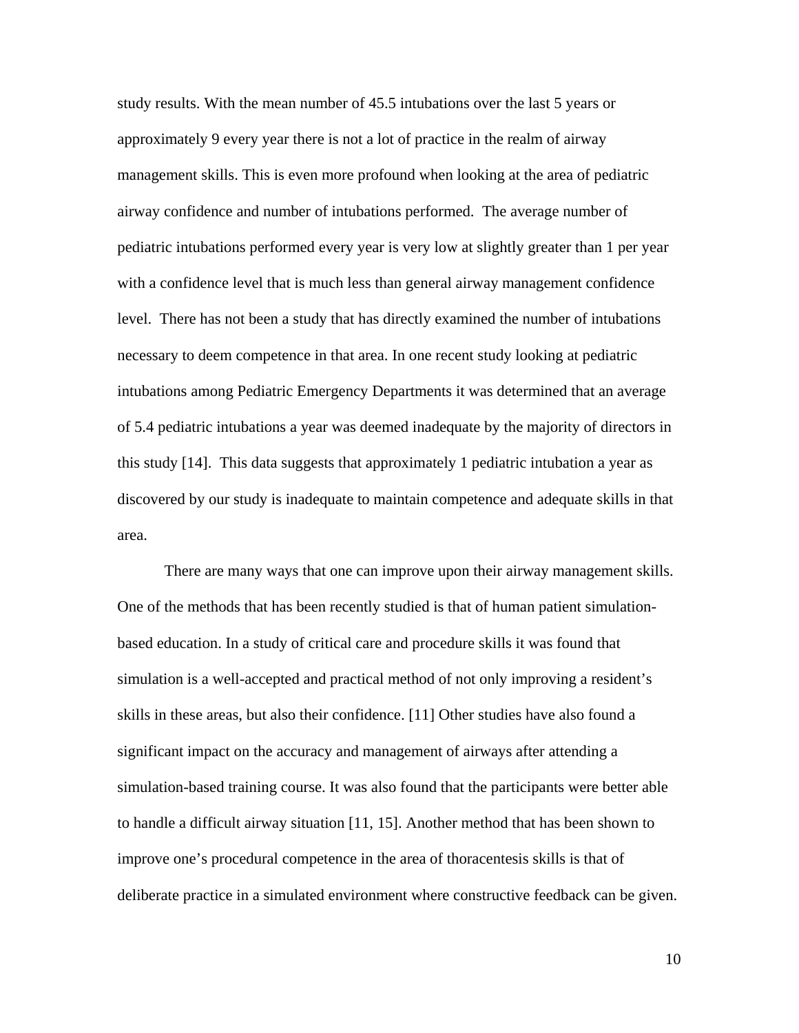study results. With the mean number of 45.5 intubations over the last 5 years or approximately 9 every year there is not a lot of practice in the realm of airway management skills. This is even more profound when looking at the area of pediatric airway confidence and number of intubations performed. The average number of pediatric intubations performed every year is very low at slightly greater than 1 per year with a confidence level that is much less than general airway management confidence level. There has not been a study that has directly examined the number of intubations necessary to deem competence in that area. In one recent study looking at pediatric intubations among Pediatric Emergency Departments it was determined that an average of 5.4 pediatric intubations a year was deemed inadequate by the majority of directors in this study [14]. This data suggests that approximately 1 pediatric intubation a year as discovered by our study is inadequate to maintain competence and adequate skills in that area.

There are many ways that one can improve upon their airway management skills. One of the methods that has been recently studied is that of human patient simulation-based education. In a study of critical care and procedure skills it was found that simulation is a well-accepted and practical method of not only improving a resident's skills in these areas, but also their confidence. [11] Other studies have also found a significant impact on the accuracy and management of airways after attending a simulation-based training course. It was also found that the participants were better able to handle a difficult airway situation [11, 15]. Another method that has been shown to improve one's procedural competence in the area of thoracentesis skills is that of deliberate practice in a simulated environment where constructive feedback can be given.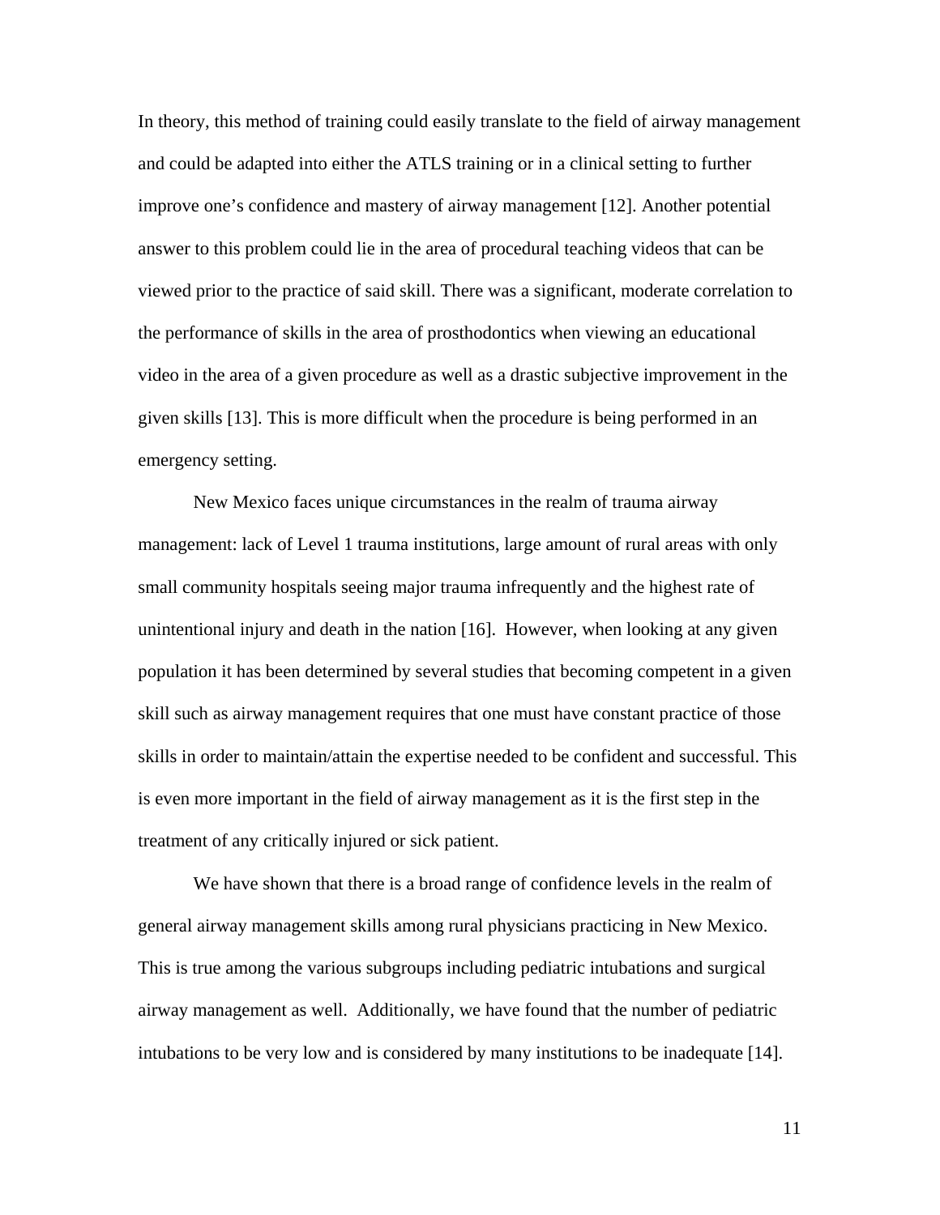In theory, this method of training could easily translate to the field of airway management and could be adapted into either the ATLS training or in a clinical setting to further improve one's confidence and mastery of airway management [12]. Another potential answer to this problem could lie in the area of procedural teaching videos that can be viewed prior to the practice of said skill. There was a significant, moderate correlation to the performance of skills in the area of prosthodontics when viewing an educational video in the area of a given procedure as well as a drastic subjective improvement in the given skills [13]. This is more difficult when the procedure is being performed in an emergency setting.

New Mexico faces unique circumstances in the realm of trauma airway management: lack of Level 1 trauma institutions, large amount of rural areas with only small community hospitals seeing major trauma infrequently and the highest rate of unintentional injury and death in the nation [16]. However, when looking at any given population it has been determined by several studies that becoming competent in a given skill such as airway management requires that one must have constant practice of those skills in order to maintain/attain the expertise needed to be confident and successful. This is even more important in the field of airway management as it is the first step in the treatment of any critically injured or sick patient.

We have shown that there is a broad range of confidence levels in the realm of general airway management skills among rural physicians practicing in New Mexico. This is true among the various subgroups including pediatric intubations and surgical airway management as well. Additionally, we have found that the number of pediatric intubations to be very low and is considered by many institutions to be inadequate [14].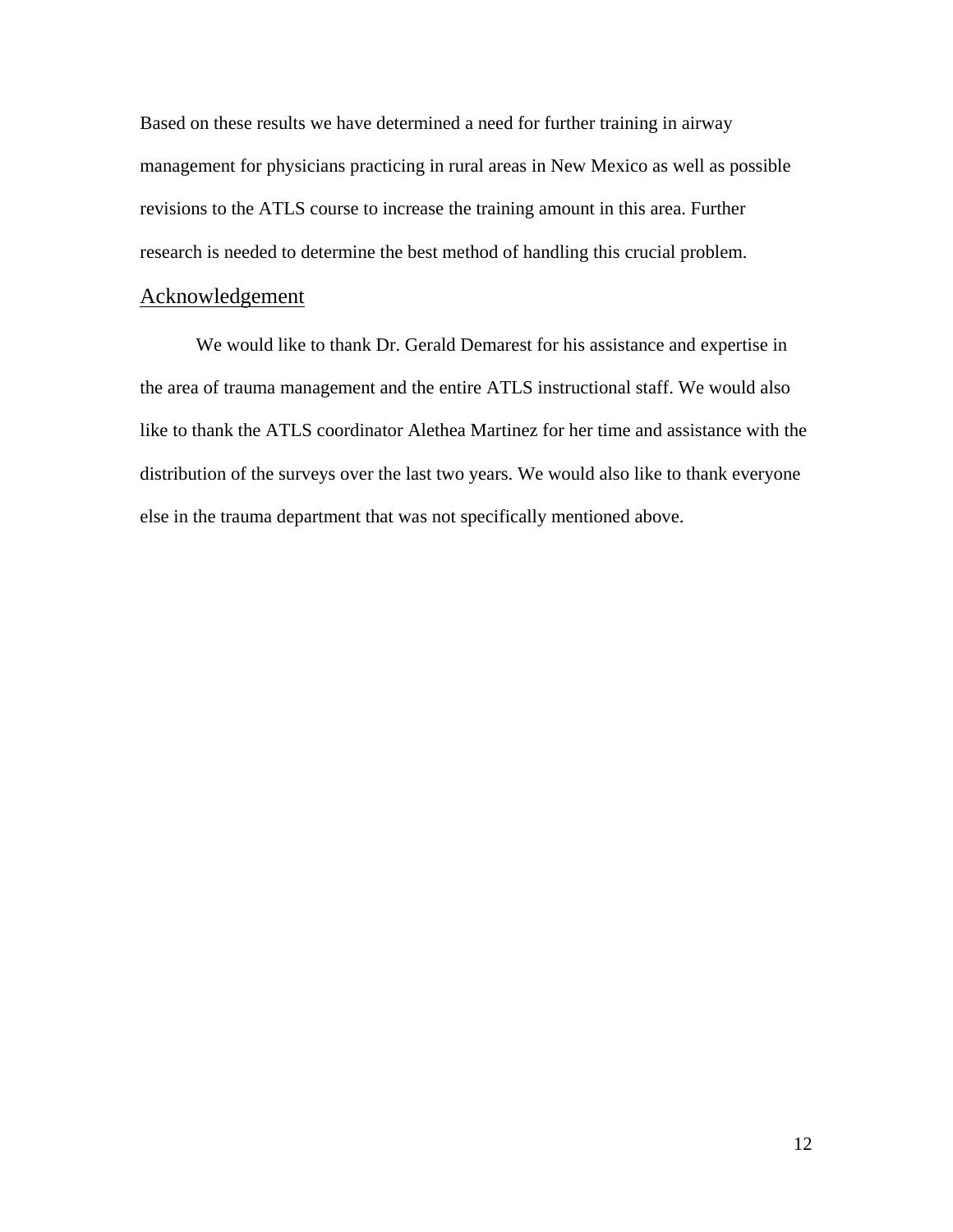Based on these results we have determined a need for further training in airway management for physicians practicing in rural areas in New Mexico as well as possible revisions to the ATLS course to increase the training amount in this area. Further research is needed to determine the best method of handling this crucial problem.

## Acknowledgement

We would like to thank Dr. Gerald Demarest for his assistance and expertise in the area of trauma management and the entire ATLS instructional staff. We would also like to thank the ATLS coordinator Alethea Martinez for her time and assistance with the distribution of the surveys over the last two years. We would also like to thank everyone else in the trauma department that was not specifically mentioned above.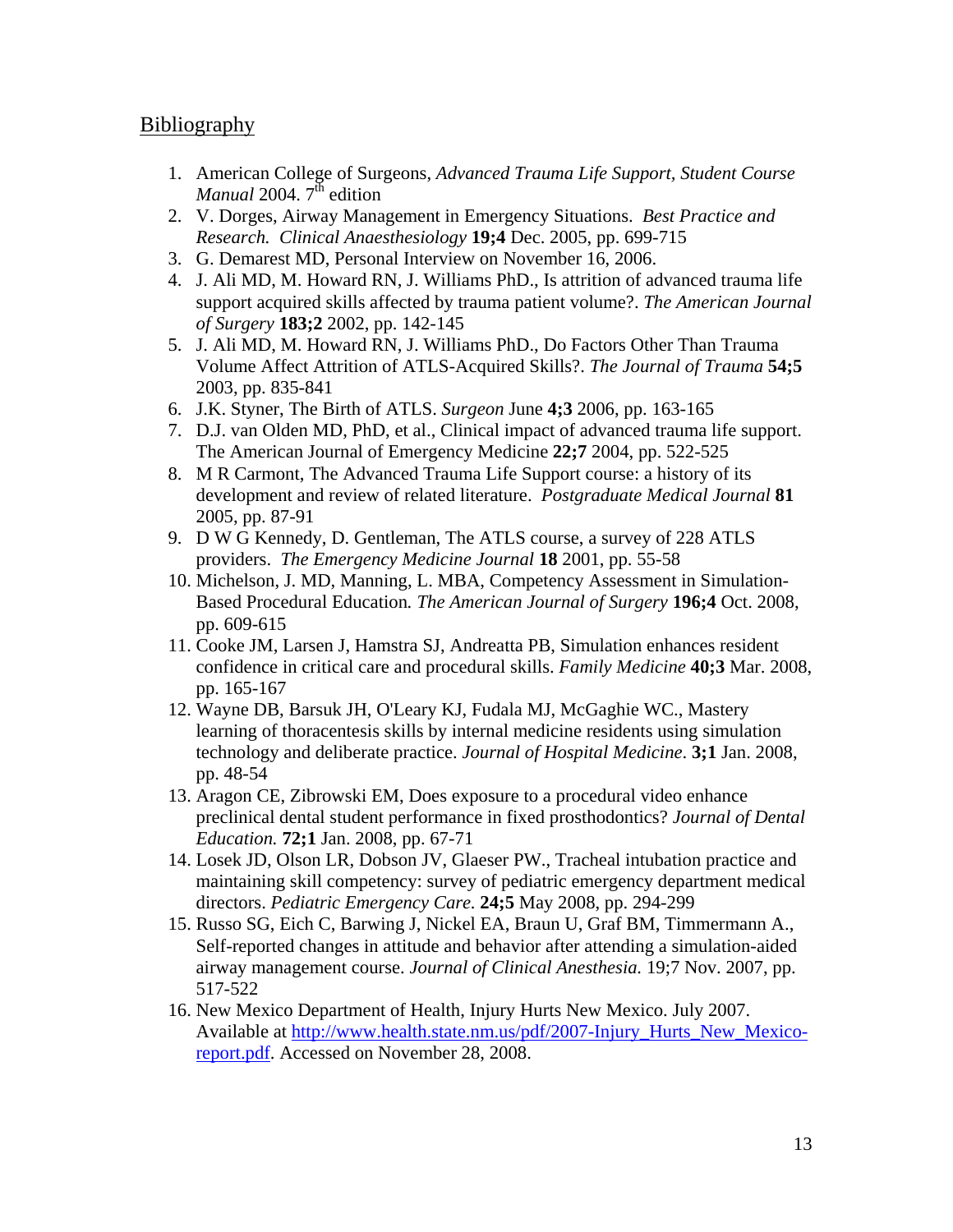## Bibliography

1. American College of Surgeons, *Advanced Trauma Life Support, Student Course Manual* 2004. 7th edition
2. V. Dorges, Airway Management in Emergency Situations. *Best Practice and Research. Clinical Anaesthesiology* **19;4** Dec. 2005, pp. 699-715
3. G. Demarest MD, Personal Interview on November 16, 2006.
4. J. Ali MD, M. Howard RN, J. Williams PhD., Is attrition of advanced trauma life support acquired skills affected by trauma patient volume?. *The American Journal of Surgery* **183;2** 2002, pp. 142-145
5. J. Ali MD, M. Howard RN, J. Williams PhD., Do Factors Other Than Trauma Volume Affect Attrition of ATLS-Acquired Skills?. *The Journal of Trauma* **54;5** 2003, pp. 835-841
6. J.K. Styner, The Birth of ATLS. *Surgeon* June **4;3** 2006, pp. 163-165
7. D.J. van Olden MD, PhD, et al., Clinical impact of advanced trauma life support. The American Journal of Emergency Medicine **22;7** 2004, pp. 522-525
8. M R Carmont, The Advanced Trauma Life Support course: a history of its development and review of related literature. *Postgraduate Medical Journal* **81** 2005, pp. 87-91
9. D W G Kennedy, D. Gentleman, The ATLS course, a survey of 228 ATLS providers. *The Emergency Medicine Journal* **18** 2001, pp. 55-58
10. Michelson, J. MD, Manning, L. MBA, Competency Assessment in Simulation-Based Procedural Education*.* *The American Journal of Surgery* **196;4** Oct. 2008, pp. 609-615
11. Cooke JM, Larsen J, Hamstra SJ, Andreatta PB, Simulation enhances resident confidence in critical care and procedural skills. *Family Medicine* **40;3** Mar. 2008, pp. 165-167
12. Wayne DB, Barsuk JH, O'Leary KJ, Fudala MJ, McGaghie WC., Mastery learning of thoracentesis skills by internal medicine residents using simulation technology and deliberate practice. *Journal of Hospital Medicine*. **3;1** Jan. 2008, pp. 48-54
13. Aragon CE, Zibrowski EM, Does exposure to a procedural video enhance preclinical dental student performance in fixed prosthodontics? *Journal of Dental Education.* **72;1** Jan. 2008, pp. 67-71
14. Losek JD, Olson LR, Dobson JV, Glaeser PW., Tracheal intubation practice and maintaining skill competency: survey of pediatric emergency department medical directors. *Pediatric Emergency Care.* **24;5** May 2008, pp. 294-299
15. Russo SG, Eich C, Barwing J, Nickel EA, Braun U, Graf BM, Timmermann A., Self-reported changes in attitude and behavior after attending a simulation-aided airway management course. *Journal of Clinical Anesthesia.* 19;7 Nov. 2007, pp. 517-522
16. New Mexico Department of Health, Injury Hurts New Mexico. July 2007. Available at http://www.health.state.nm.us/pdf/2007-Injury_Hurts_New_Mexico-report.pdf. Accessed on November 28, 2008.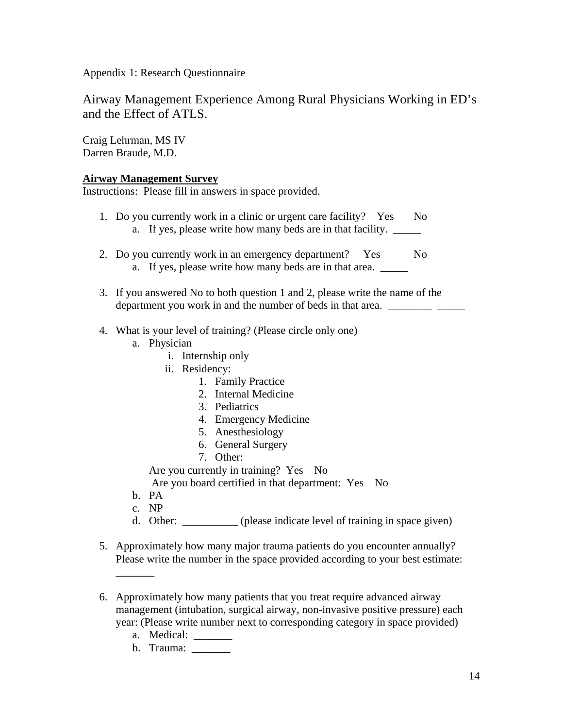Appendix 1: Research Questionnaire

# Airway Management Experience Among Rural Physicians Working in ED's and the Effect of ATLS.

Craig Lehrman, MS IV
Darren Braude, M.D.

**Airway Management Survey**
Instructions: Please fill in answers in space provided.

1. Do you currently work in a clinic or urgent care facility? Yes No
    a. If yes, please write how many beds are in that facility. _____

2. Do you currently work in an emergency department? Yes No
    a. If yes, please write how many beds are in that area. _____

3. If you answered No to both question 1 and 2, please write the name of the department you work in and the number of beds in that area. ________ _____

4. What is your level of training? (Please circle only one)
    a. Physician
        i. Internship only
        ii. Residency:
            1. Family Practice
            2. Internal Medicine
            3. Pediatrics
            4. Emergency Medicine
            5. Anesthesiology
            6. General Surgery
            7. Other:

       Are you currently in training? Yes No
       Are you board certified in that department: Yes No
    b. PA
    c. NP
    d. Other: __________ (please indicate level of training in space given)

5. Approximately how many major trauma patients do you encounter annually? Please write the number in the space provided according to your best estimate: _______

6. Approximately how many patients that you treat require advanced airway management (intubation, surgical airway, non-invasive positive pressure) each year: (Please write number next to corresponding category in space provided)
    a. Medical: _______
    b. Trauma: _______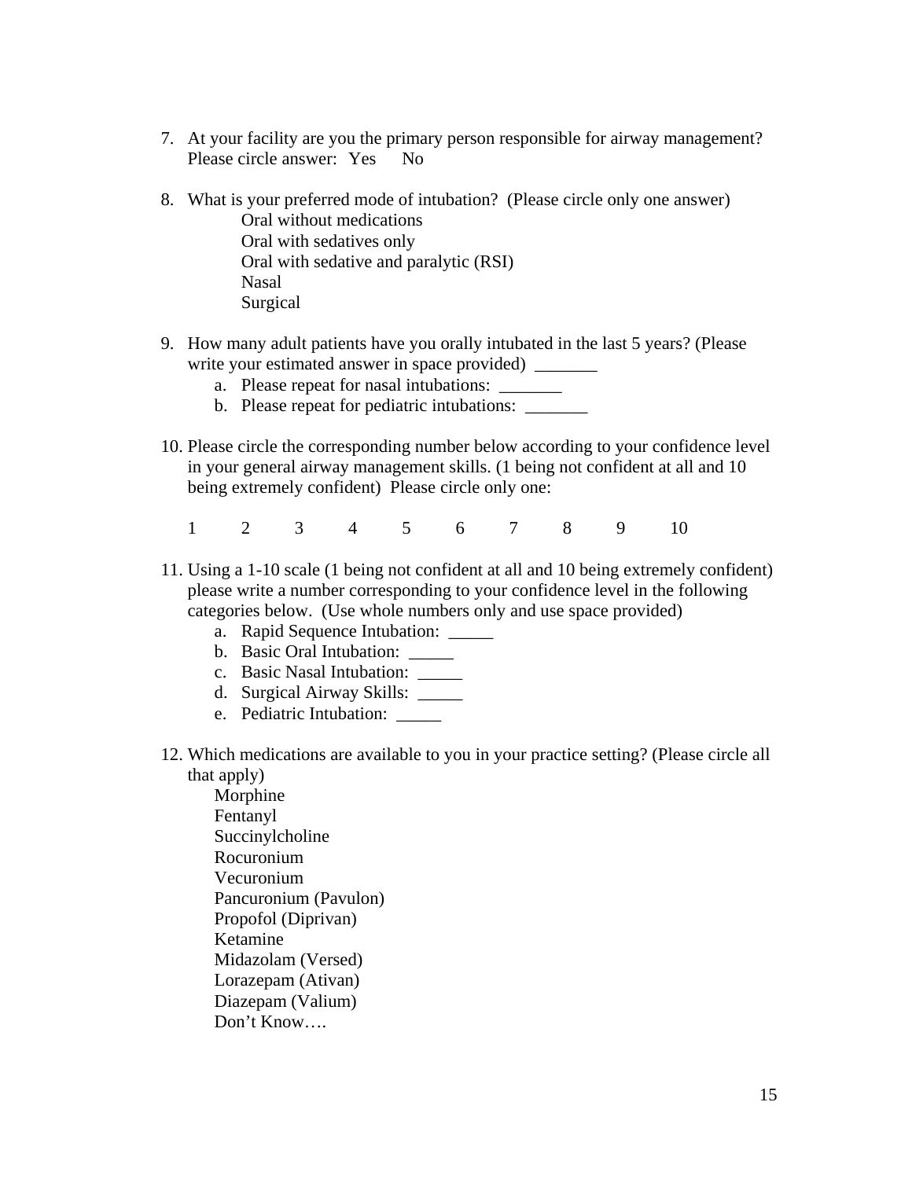7. At your facility are you the primary person responsible for airway management? Please circle answer: Yes No

8. What is your preferred mode of intubation? (Please circle only one answer)

   Oral without medications
   Oral with sedatives only
   Oral with sedative and paralytic (RSI)
   Nasal
   Surgical

9. How many adult patients have you orally intubated in the last 5 years? (Please write your estimated answer in space provided) _______

   a. Please repeat for nasal intubations: _______
   b. Please repeat for pediatric intubations: _______

10. Please circle the corresponding number below according to your confidence level in your general airway management skills. (1 being not confident at all and 10 being extremely confident) Please circle only one:

    1 2 3 4 5 6 7 8 9 10

11. Using a 1-10 scale (1 being not confident at all and 10 being extremely confident) please write a number corresponding to your confidence level in the following categories below. (Use whole numbers only and use space provided)

    a. Rapid Sequence Intubation: _____
    b. Basic Oral Intubation: _____
    c. Basic Nasal Intubation: _____
    d. Surgical Airway Skills: _____
    e. Pediatric Intubation: _____

12. Which medications are available to you in your practice setting? (Please circle all that apply)

    Morphine
    Fentanyl
    Succinylcholine
    Rocuronium
    Vecuronium
    Pancuronium (Pavulon)
    Propofol (Diprivan)
    Ketamine
    Midazolam (Versed)
    Lorazepam (Ativan)
    Diazepam (Valium)
    Don't Know….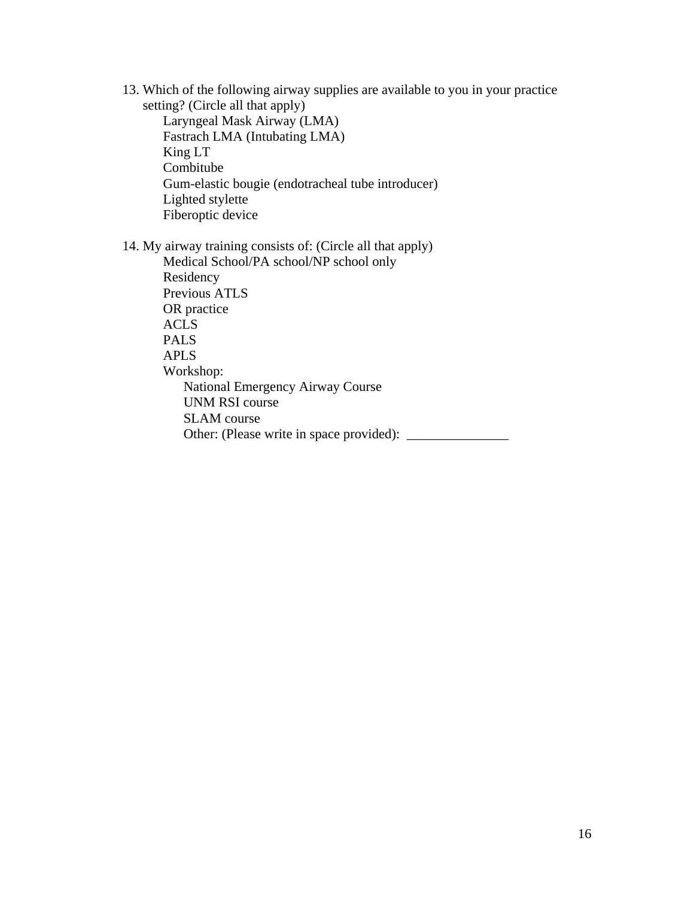13. Which of the following airway supplies are available to you in your practice setting? (Circle all that apply)
    - Laryngeal Mask Airway (LMA)
    - Fastrach LMA (Intubating LMA)
    - King LT
    - Combitube
    - Gum-elastic bougie (endotracheal tube introducer)
    - Lighted stylette
    - Fiberoptic device

14. My airway training consists of: (Circle all that apply)
    - Medical School/PA school/NP school only
    - Residency
    - Previous ATLS
    - OR practice
    - ACLS
    - PALS
    - APLS
    - Workshop:
        - National Emergency Airway Course
        - UNM RSI course
        - SLAM course
        - Other: (Please write in space provided): _______________